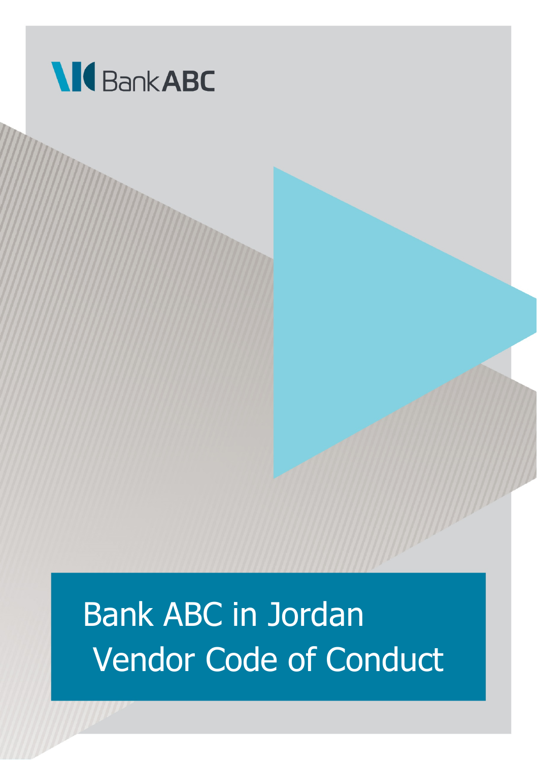Bank ABC

# Bank ABC in Jordan Vendor Code of Conduct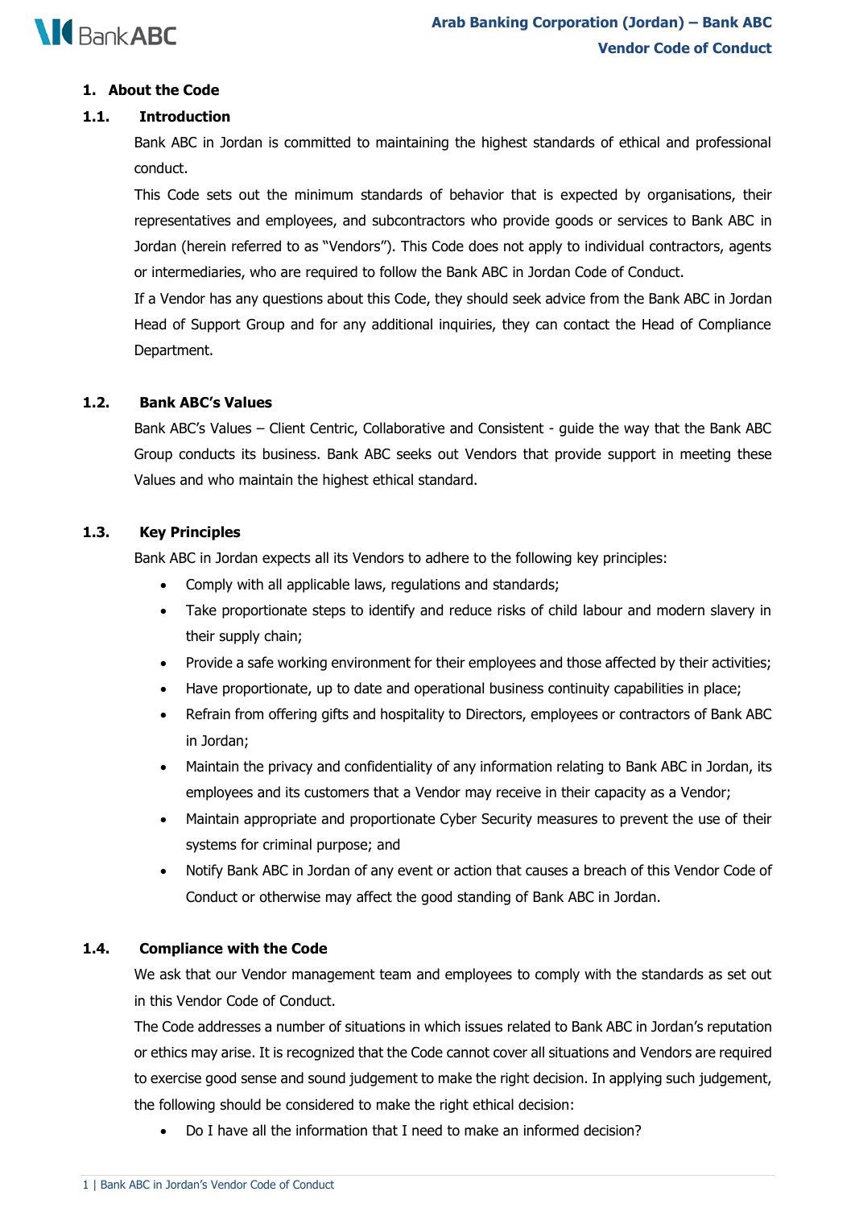## 1. About the Code

### 1.1. Introduction

Bank ABC in Jordan is committed to maintaining the highest standards of ethical and professional conduct.

This Code sets out the minimum standards of behavior that is expected by organisations, their representatives and employees, and subcontractors who provide goods or services to Bank ABC in Jordan (herein referred to as "Vendors"). This Code does not apply to individual contractors, agents or intermediaries, who are required to follow the Bank ABC in Jordan Code of Conduct.

If a Vendor has any questions about this Code, they should seek advice from the Bank ABC in Jordan Head of Support Group and for any additional inquiries, they can contact the Head of Compliance Department.

### 1.2. Bank ABC's Values

Bank ABC's Values – Client Centric, Collaborative and Consistent - guide the way that the Bank ABC Group conducts its business. Bank ABC seeks out Vendors that provide support in meeting these Values and who maintain the highest ethical standard.

### 1.3. Key Principles

Bank ABC in Jordan expects all its Vendors to adhere to the following key principles:

- Comply with all applicable laws, regulations and standards;
- Take proportionate steps to identify and reduce risks of child labour and modern slavery in their supply chain;
- Provide a safe working environment for their employees and those affected by their activities;
- Have proportionate, up to date and operational business continuity capabilities in place;
- Refrain from offering gifts and hospitality to Directors, employees or contractors of Bank ABC in Jordan;
- Maintain the privacy and confidentiality of any information relating to Bank ABC in Jordan, its employees and its customers that a Vendor may receive in their capacity as a Vendor;
- Maintain appropriate and proportionate Cyber Security measures to prevent the use of their systems for criminal purpose; and
- Notify Bank ABC in Jordan of any event or action that causes a breach of this Vendor Code of Conduct or otherwise may affect the good standing of Bank ABC in Jordan.

### 1.4. Compliance with the Code

We ask that our Vendor management team and employees to comply with the standards as set out in this Vendor Code of Conduct.

The Code addresses a number of situations in which issues related to Bank ABC in Jordan's reputation or ethics may arise. It is recognized that the Code cannot cover all situations and Vendors are required to exercise good sense and sound judgement to make the right decision. In applying such judgement, the following should be considered to make the right ethical decision:

- Do I have all the information that I need to make an informed decision?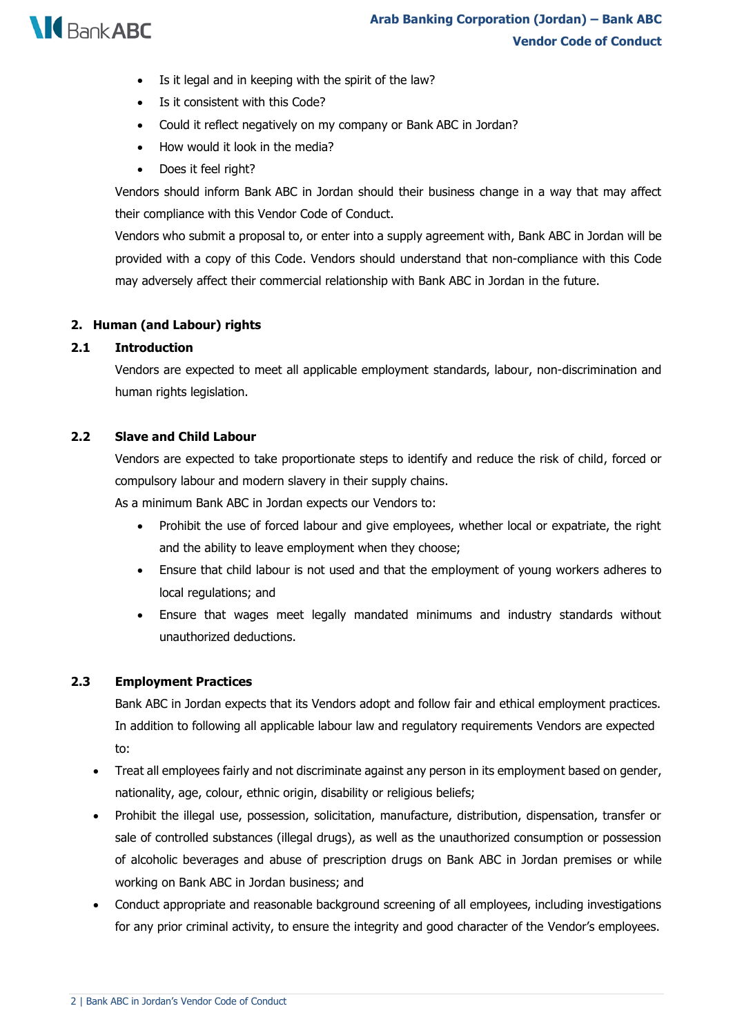- Is it legal and in keeping with the spirit of the law?
- Is it consistent with this Code?
- Could it reflect negatively on my company or Bank ABC in Jordan?
- How would it look in the media?
- Does it feel right?

Vendors should inform Bank ABC in Jordan should their business change in a way that may affect their compliance with this Vendor Code of Conduct.

Vendors who submit a proposal to, or enter into a supply agreement with, Bank ABC in Jordan will be provided with a copy of this Code. Vendors should understand that non-compliance with this Code may adversely affect their commercial relationship with Bank ABC in Jordan in the future.

## 2. Human (and Labour) rights

### 2.1 Introduction

Vendors are expected to meet all applicable employment standards, labour, non-discrimination and human rights legislation.

### 2.2 Slave and Child Labour

Vendors are expected to take proportionate steps to identify and reduce the risk of child, forced or compulsory labour and modern slavery in their supply chains.

As a minimum Bank ABC in Jordan expects our Vendors to:

- Prohibit the use of forced labour and give employees, whether local or expatriate, the right and the ability to leave employment when they choose;
- Ensure that child labour is not used and that the employment of young workers adheres to local regulations; and
- Ensure that wages meet legally mandated minimums and industry standards without unauthorized deductions.

### 2.3 Employment Practices

Bank ABC in Jordan expects that its Vendors adopt and follow fair and ethical employment practices. In addition to following all applicable labour law and regulatory requirements Vendors are expected to:

- Treat all employees fairly and not discriminate against any person in its employment based on gender, nationality, age, colour, ethnic origin, disability or religious beliefs;
- Prohibit the illegal use, possession, solicitation, manufacture, distribution, dispensation, transfer or sale of controlled substances (illegal drugs), as well as the unauthorized consumption or possession of alcoholic beverages and abuse of prescription drugs on Bank ABC in Jordan premises or while working on Bank ABC in Jordan business; and
- Conduct appropriate and reasonable background screening of all employees, including investigations for any prior criminal activity, to ensure the integrity and good character of the Vendor's employees.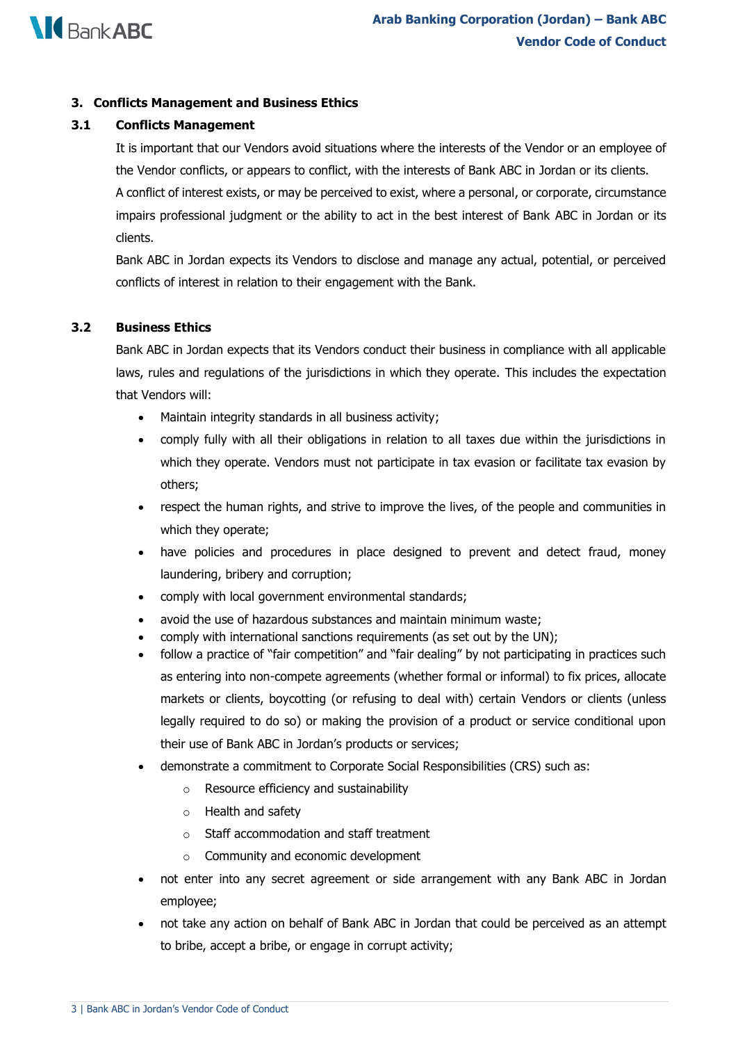## 3. Conflicts Management and Business Ethics

### 3.1 Conflicts Management

It is important that our Vendors avoid situations where the interests of the Vendor or an employee of the Vendor conflicts, or appears to conflict, with the interests of Bank ABC in Jordan or its clients.

A conflict of interest exists, or may be perceived to exist, where a personal, or corporate, circumstance impairs professional judgment or the ability to act in the best interest of Bank ABC in Jordan or its clients.

Bank ABC in Jordan expects its Vendors to disclose and manage any actual, potential, or perceived conflicts of interest in relation to their engagement with the Bank.

### 3.2 Business Ethics

Bank ABC in Jordan expects that its Vendors conduct their business in compliance with all applicable laws, rules and regulations of the jurisdictions in which they operate. This includes the expectation that Vendors will:

- Maintain integrity standards in all business activity;
- comply fully with all their obligations in relation to all taxes due within the jurisdictions in which they operate. Vendors must not participate in tax evasion or facilitate tax evasion by others;
- respect the human rights, and strive to improve the lives, of the people and communities in which they operate;
- have policies and procedures in place designed to prevent and detect fraud, money laundering, bribery and corruption;
- comply with local government environmental standards;
- avoid the use of hazardous substances and maintain minimum waste;
- comply with international sanctions requirements (as set out by the UN);
- follow a practice of "fair competition" and "fair dealing" by not participating in practices such as entering into non-compete agreements (whether formal or informal) to fix prices, allocate markets or clients, boycotting (or refusing to deal with) certain Vendors or clients (unless legally required to do so) or making the provision of a product or service conditional upon their use of Bank ABC in Jordan's products or services;
- demonstrate a commitment to Corporate Social Responsibilities (CRS) such as:
  - Resource efficiency and sustainability
  - Health and safety
  - Staff accommodation and staff treatment
  - Community and economic development
- not enter into any secret agreement or side arrangement with any Bank ABC in Jordan employee;
- not take any action on behalf of Bank ABC in Jordan that could be perceived as an attempt to bribe, accept a bribe, or engage in corrupt activity;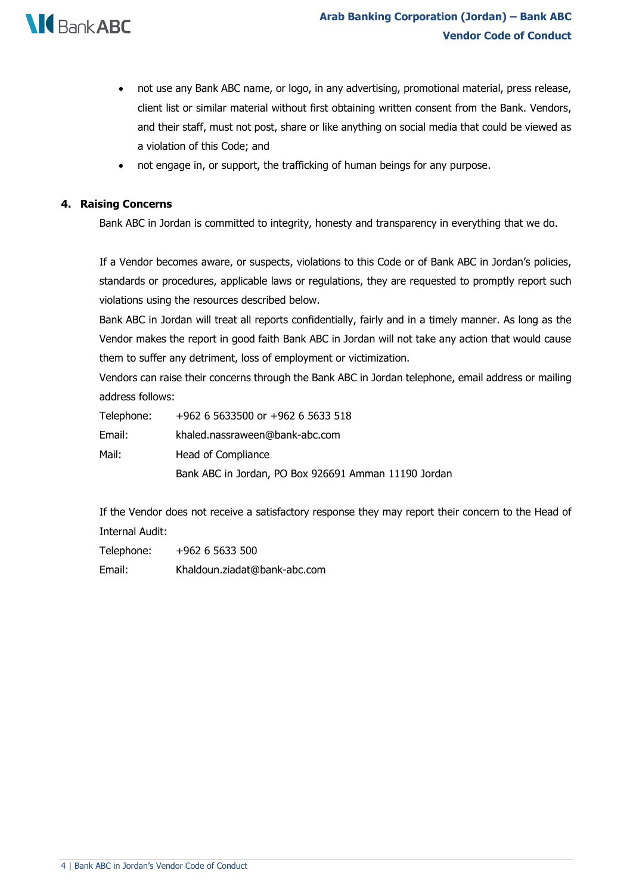- not use any Bank ABC name, or logo, in any advertising, promotional material, press release, client list or similar material without first obtaining written consent from the Bank. Vendors, and their staff, must not post, share or like anything on social media that could be viewed as a violation of this Code; and
- not engage in, or support, the trafficking of human beings for any purpose.

## 4. Raising Concerns

Bank ABC in Jordan is committed to integrity, honesty and transparency in everything that we do.

If a Vendor becomes aware, or suspects, violations to this Code or of Bank ABC in Jordan's policies, standards or procedures, applicable laws or regulations, they are requested to promptly report such violations using the resources described below.

Bank ABC in Jordan will treat all reports confidentially, fairly and in a timely manner. As long as the Vendor makes the report in good faith Bank ABC in Jordan will not take any action that would cause them to suffer any detriment, loss of employment or victimization.

Vendors can raise their concerns through the Bank ABC in Jordan telephone, email address or mailing address follows:

| | |
|---|---|
| Telephone: | +962 6 5633500 or +962 6 5633 518 |
| Email: | khaled.nassraween@bank-abc.com |
| Mail: | Head of Compliance |
| | Bank ABC in Jordan, PO Box 926691 Amman 11190 Jordan |

If the Vendor does not receive a satisfactory response they may report their concern to the Head of Internal Audit:

| | |
|---|---|
| Telephone: | +962 6 5633 500 |
| Email: | Khaldoun.ziadat@bank-abc.com |